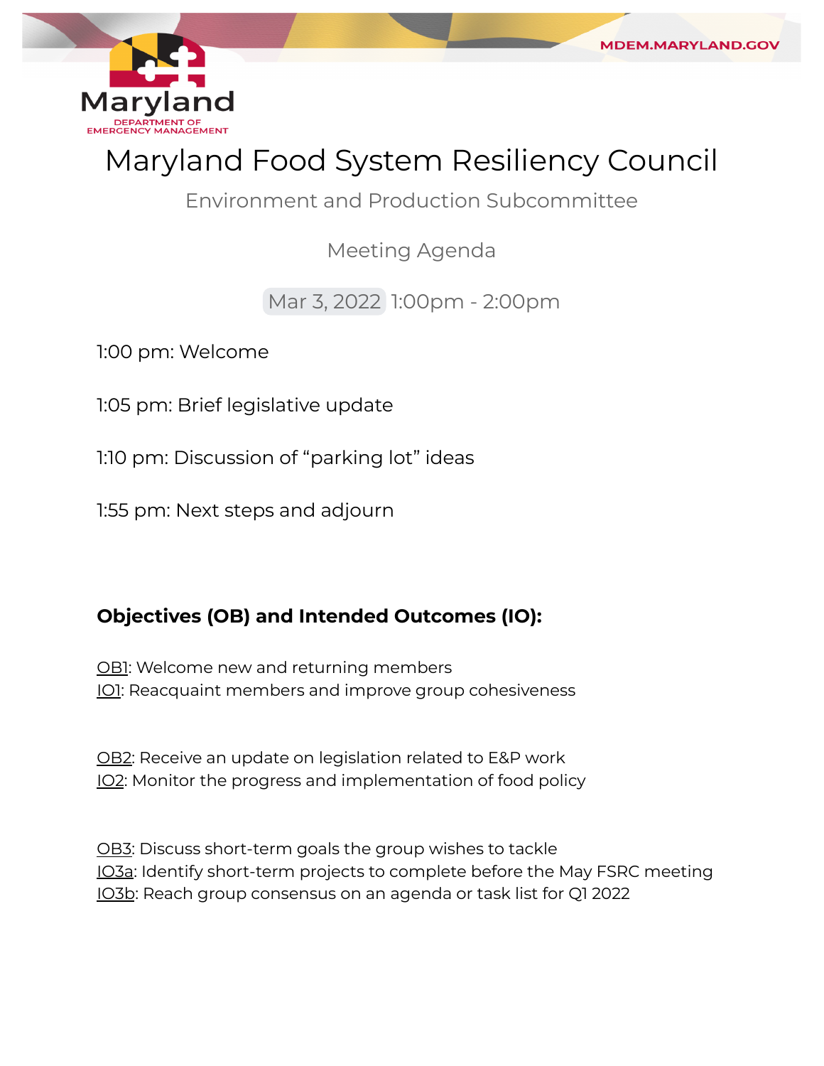Maryland
DEPARTMENT OF
EMERGENCY MANAGEMENT

MDEM.MARYLAND.GOV

# Maryland Food System Resiliency Council

## Environment and Production Subcommittee

### Meeting Agenda

Mar 3, 2022 1:00pm - 2:00pm

1:00 pm: Welcome

1:05 pm: Brief legislative update

1:10 pm: Discussion of "parking lot" ideas

1:55 pm: Next steps and adjourn

**Objectives (OB) and Intended Outcomes (IO):**

OB1: Welcome new and returning members
IO1: Reacquaint members and improve group cohesiveness

OB2: Receive an update on legislation related to E&P work
IO2: Monitor the progress and implementation of food policy

OB3: Discuss short-term goals the group wishes to tackle
IO3a: Identify short-term projects to complete before the May FSRC meeting
IO3b: Reach group consensus on an agenda or task list for Q1 2022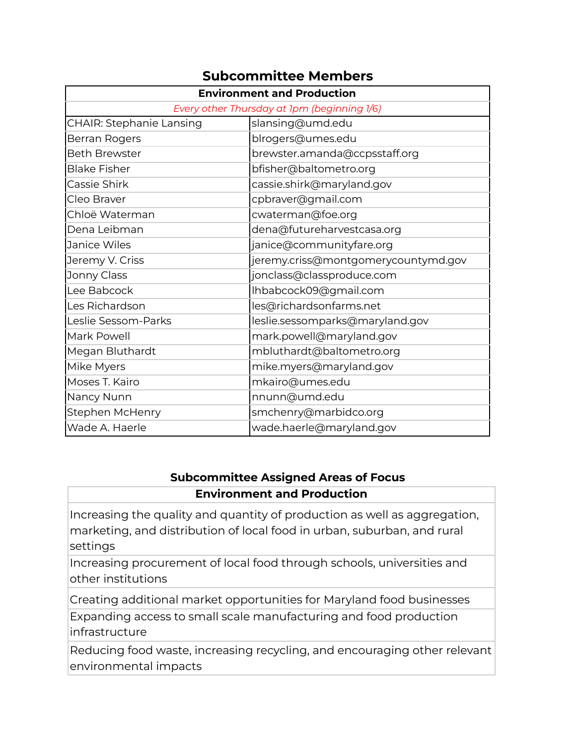## Subcommittee Members

| Environment and Production | |
|---|---|
| *Every other Thursday at 1pm (beginning 1/6)* | |
| CHAIR: Stephanie Lansing | slansing@umd.edu |
| Berran Rogers | blrogers@umes.edu |
| Beth Brewster | brewster.amanda@ccpsstaff.org |
| Blake Fisher | bfisher@baltometro.org |
| Cassie Shirk | cassie.shirk@maryland.gov |
| Cleo Braver | cpbraver@gmail.com |
| Chloë Waterman | cwaterman@foe.org |
| Dena Leibman | dena@futureharvestcasa.org |
| Janice Wiles | janice@communityfare.org |
| Jeremy V. Criss | jeremy.criss@montgomerycountymd.gov |
| Jonny Class | jonclass@classproduce.com |
| Lee Babcock | lhbabcock09@gmail.com |
| Les Richardson | les@richardsonfarms.net |
| Leslie Sessom-Parks | leslie.sessomparks@maryland.gov |
| Mark Powell | mark.powell@maryland.gov |
| Megan Bluthardt | mbluthardt@baltometro.org |
| Mike Myers | mike.myers@maryland.gov |
| Moses T. Kairo | mkairo@umes.edu |
| Nancy Nunn | nnunn@umd.edu |
| Stephen McHenry | smchenry@marbidco.org |
| Wade A. Haerle | wade.haerle@maryland.gov |

### Subcommittee Assigned Areas of Focus

| Environment and Production |
|---|
| Increasing the quality and quantity of production as well as aggregation, marketing, and distribution of local food in urban, suburban, and rural settings |
| Increasing procurement of local food through schools, universities and other institutions |
| Creating additional market opportunities for Maryland food businesses |
| Expanding access to small scale manufacturing and food production infrastructure |
| Reducing food waste, increasing recycling, and encouraging other relevant environmental impacts |